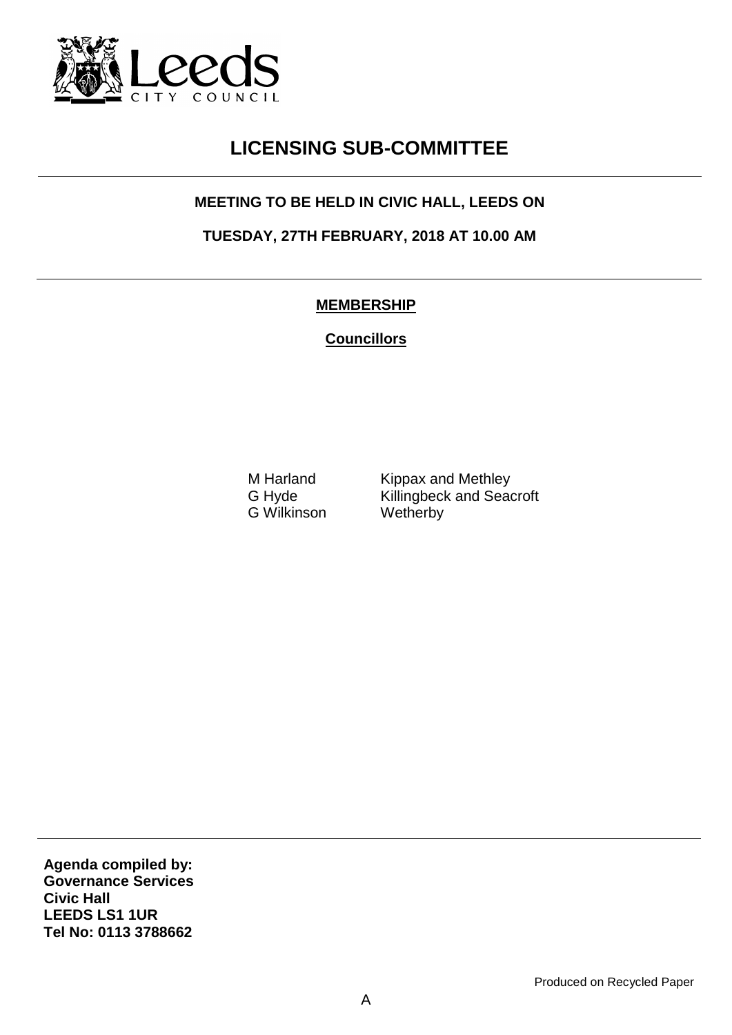# LICENSING SUB-COMMITTEE

**MEETING TO BE HELD IN CIVIC HALL, LEEDS ON**

**TUESDAY, 27TH FEBRUARY, 2018 AT 10.00 AM**

## MEMBERSHIP

**Councillors**

| | |
|---|---|
| M Harland | Kippax and Methley |
| G Hyde | Killingbeck and Seacroft |
| G Wilkinson | Wetherby |

**Agenda compiled by:**
**Governance Services**
**Civic Hall**
**LEEDS LS1 1UR**
**Tel No: 0113 3788662**

Produced on Recycled Paper

A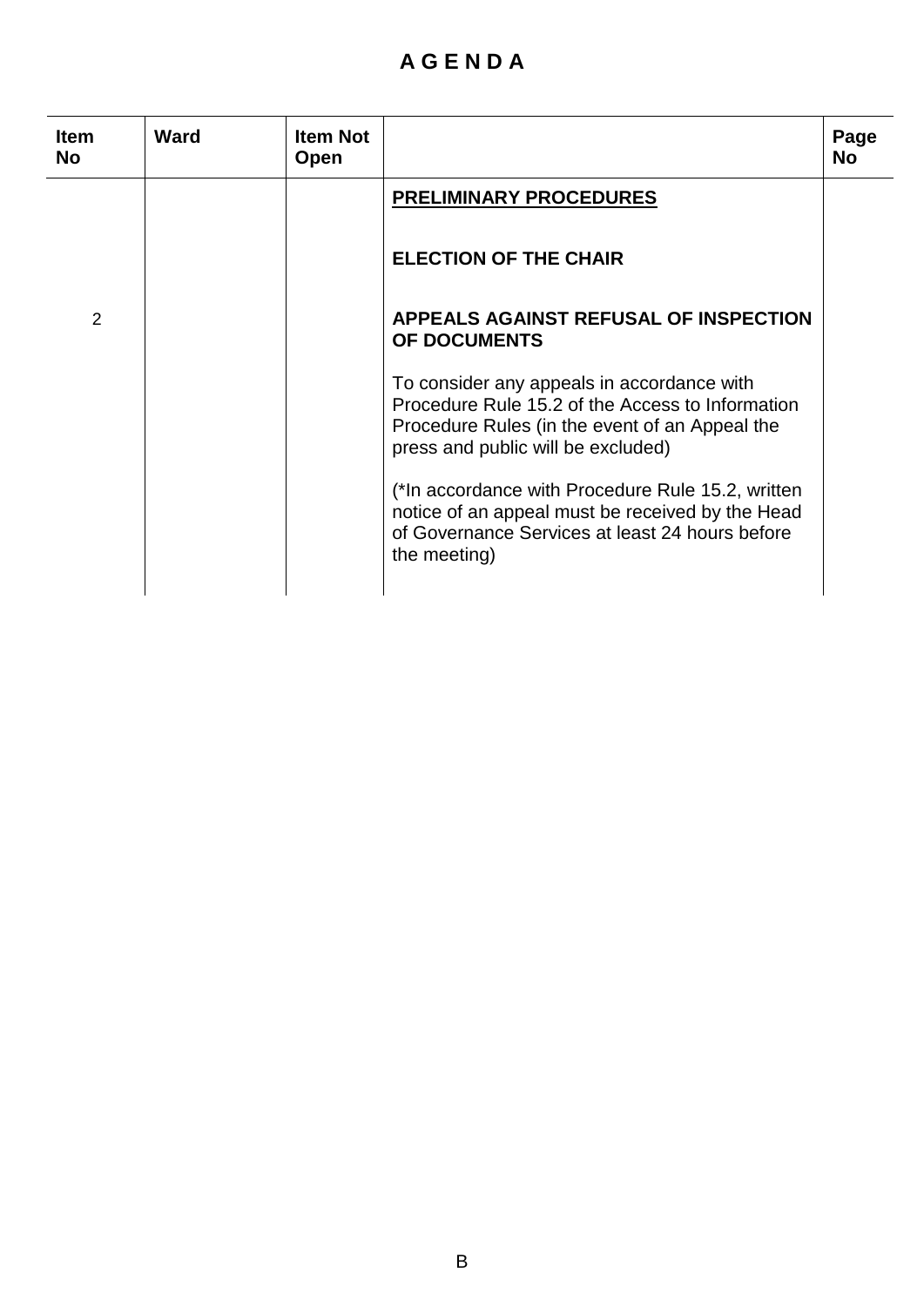# A G E N D A

| Item No | Ward | Item Not Open | | Page No |
|---|---|---|---|---|
| | | | **PRELIMINARY PROCEDURES** | |
| | | | **ELECTION OF THE CHAIR** | |
| 2 | | | **APPEALS AGAINST REFUSAL OF INSPECTION OF DOCUMENTS**<br><br>To consider any appeals in accordance with Procedure Rule 15.2 of the Access to Information Procedure Rules (in the event of an Appeal the press and public will be excluded)<br><br>(*In accordance with Procedure Rule 15.2, written notice of an appeal must be received by the Head of Governance Services at least 24 hours before the meeting) | |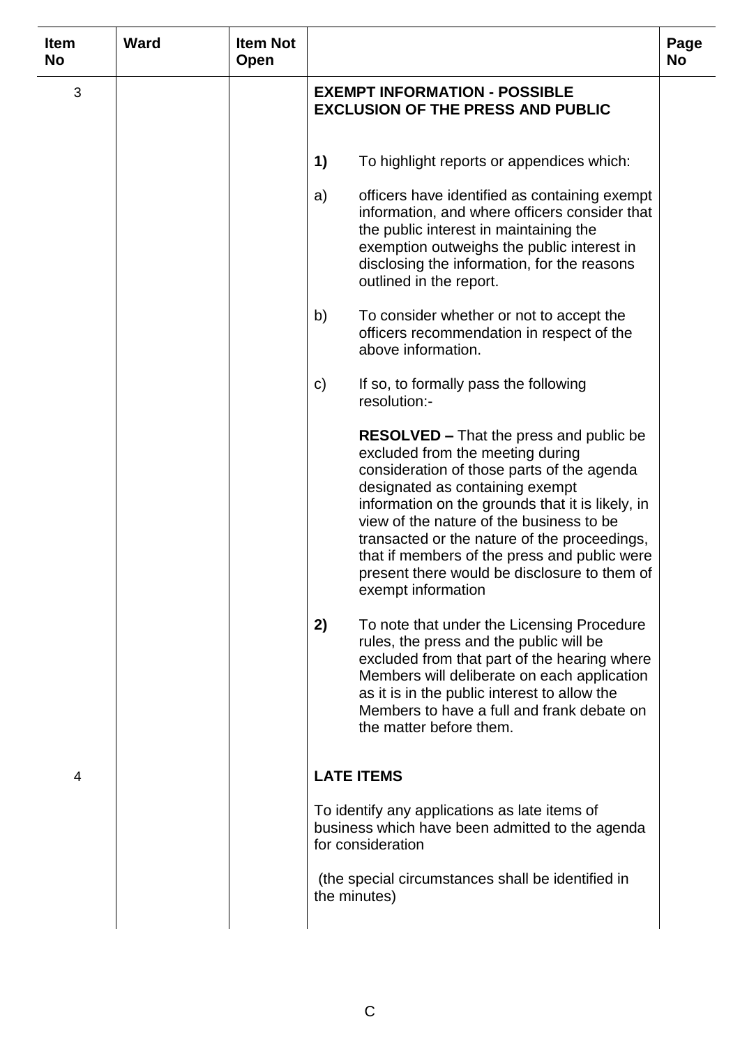| Item No | Ward | Item Not Open | | Page No |
|---|---|---|---|---|
| 3 | | | **EXEMPT INFORMATION - POSSIBLE EXCLUSION OF THE PRESS AND PUBLIC**<br><br>**1)** To highlight reports or appendices which:<br><br>a) officers have identified as containing exempt information, and where officers consider that the public interest in maintaining the exemption outweighs the public interest in disclosing the information, for the reasons outlined in the report.<br><br>b) To consider whether or not to accept the officers recommendation in respect of the above information.<br><br>c) If so, to formally pass the following resolution:-<br><br>**RESOLVED –** That the press and public be excluded from the meeting during consideration of those parts of the agenda designated as containing exempt information on the grounds that it is likely, in view of the nature of the business to be transacted or the nature of the proceedings, that if members of the press and public were present there would be disclosure to them of exempt information<br><br>**2)** To note that under the Licensing Procedure rules, the press and the public will be excluded from that part of the hearing where Members will deliberate on each application as it is in the public interest to allow the Members to have a full and frank debate on the matter before them. | |
| 4 | | | **LATE ITEMS**<br><br>To identify any applications as late items of business which have been admitted to the agenda for consideration<br><br>(the special circumstances shall be identified in the minutes) | |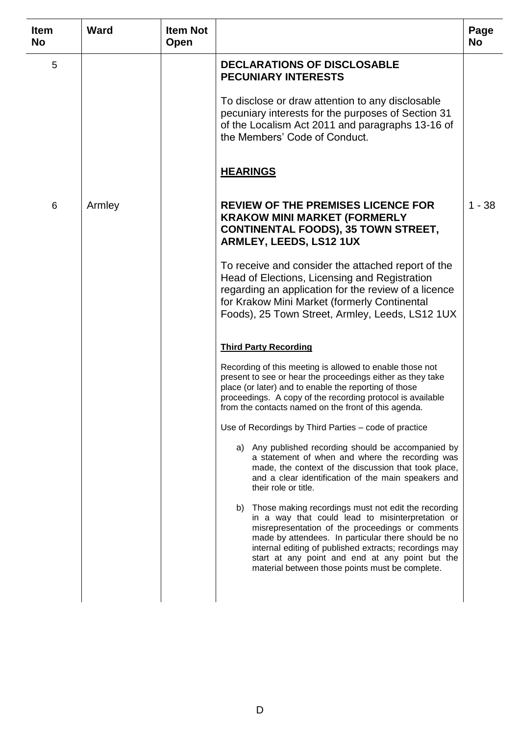| Item No | Ward | Item Not Open | | Page No |
|---|---|---|---|---|
| 5 | | | **DECLARATIONS OF DISCLOSABLE PECUNIARY INTERESTS**<br><br>To disclose or draw attention to any disclosable pecuniary interests for the purposes of Section 31 of the Localism Act 2011 and paragraphs 13-16 of the Members' Code of Conduct.<br><br>**HEARINGS** | |
| 6 | Armley | | **REVIEW OF THE PREMISES LICENCE FOR KRAKOW MINI MARKET (FORMERLY CONTINENTAL FOODS), 35 TOWN STREET, ARMLEY, LEEDS, LS12 1UX**<br><br>To receive and consider the attached report of the Head of Elections, Licensing and Registration regarding an application for the review of a licence for Krakow Mini Market (formerly Continental Foods), 25 Town Street, Armley, Leeds, LS12 1UX | 1 - 38 |

**Third Party Recording**

Recording of this meeting is allowed to enable those not present to see or hear the proceedings either as they take place (or later) and to enable the reporting of those proceedings. A copy of the recording protocol is available from the contacts named on the front of this agenda.

Use of Recordings by Third Parties – code of practice

a) Any published recording should be accompanied by a statement of when and where the recording was made, the context of the discussion that took place, and a clear identification of the main speakers and their role or title.

b) Those making recordings must not edit the recording in a way that could lead to misinterpretation or misrepresentation of the proceedings or comments made by attendees. In particular there should be no internal editing of published extracts; recordings may start at any point and end at any point but the material between those points must be complete.